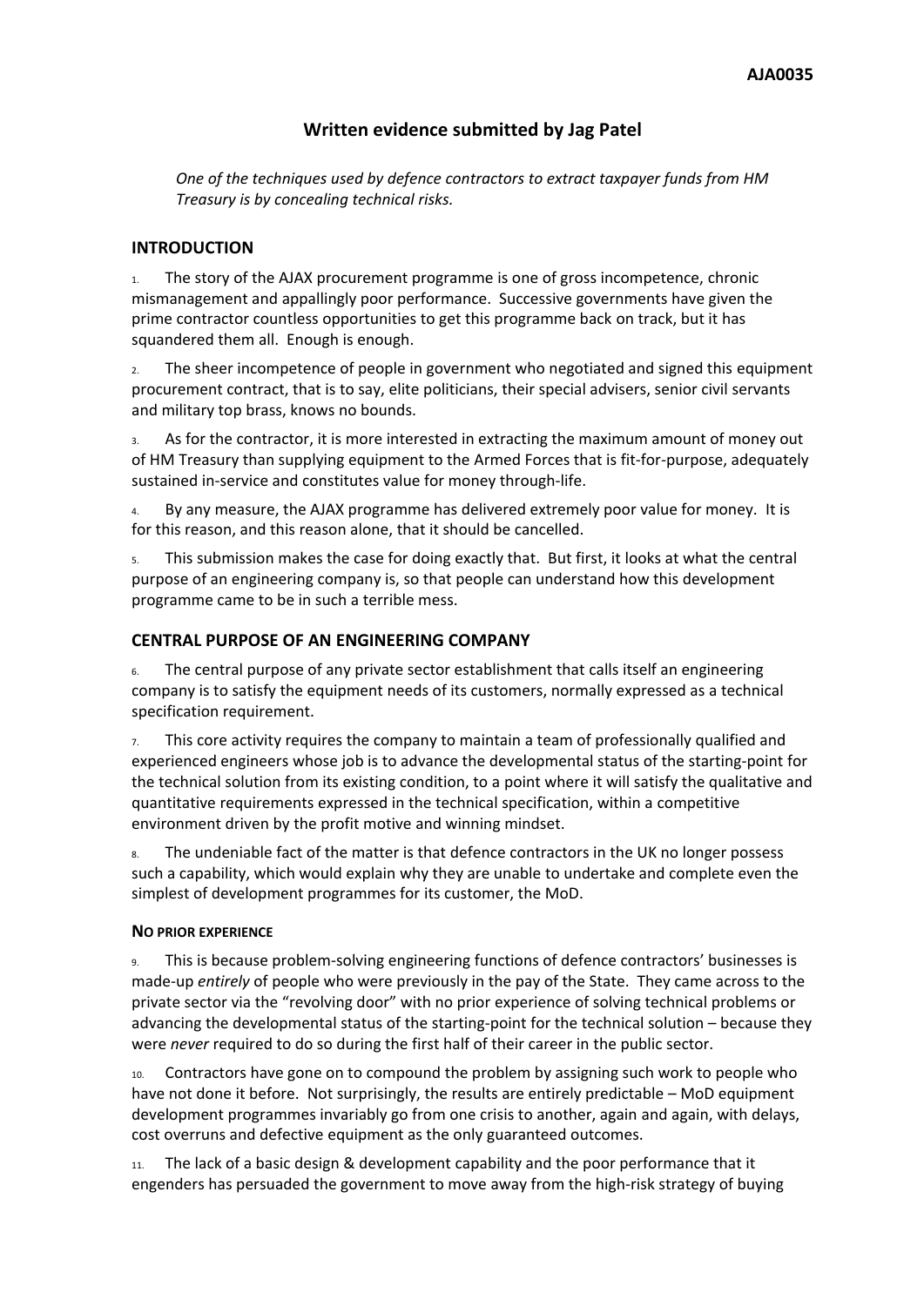AJA0035

# Written evidence submitted by Jag Patel

*One of the techniques used by defence contractors to extract taxpayer funds from HM Treasury is by concealing technical risks.*

## INTRODUCTION

1. The story of the AJAX procurement programme is one of gross incompetence, chronic mismanagement and appallingly poor performance. Successive governments have given the prime contractor countless opportunities to get this programme back on track, but it has squandered them all. Enough is enough.

2. The sheer incompetence of people in government who negotiated and signed this equipment procurement contract, that is to say, elite politicians, their special advisers, senior civil servants and military top brass, knows no bounds.

3. As for the contractor, it is more interested in extracting the maximum amount of money out of HM Treasury than supplying equipment to the Armed Forces that is fit-for-purpose, adequately sustained in-service and constitutes value for money through-life.

4. By any measure, the AJAX programme has delivered extremely poor value for money. It is for this reason, and this reason alone, that it should be cancelled.

5. This submission makes the case for doing exactly that. But first, it looks at what the central purpose of an engineering company is, so that people can understand how this development programme came to be in such a terrible mess.

## CENTRAL PURPOSE OF AN ENGINEERING COMPANY

6. The central purpose of any private sector establishment that calls itself an engineering company is to satisfy the equipment needs of its customers, normally expressed as a technical specification requirement.

7. This core activity requires the company to maintain a team of professionally qualified and experienced engineers whose job is to advance the developmental status of the starting-point for the technical solution from its existing condition, to a point where it will satisfy the qualitative and quantitative requirements expressed in the technical specification, within a competitive environment driven by the profit motive and winning mindset.

8. The undeniable fact of the matter is that defence contractors in the UK no longer possess such a capability, which would explain why they are unable to undertake and complete even the simplest of development programmes for its customer, the MoD.

### NO PRIOR EXPERIENCE

9. This is because problem-solving engineering functions of defence contractors' businesses is made-up *entirely* of people who were previously in the pay of the State. They came across to the private sector via the "revolving door" with no prior experience of solving technical problems or advancing the developmental status of the starting-point for the technical solution – because they were *never* required to do so during the first half of their career in the public sector.

10. Contractors have gone on to compound the problem by assigning such work to people who have not done it before. Not surprisingly, the results are entirely predictable – MoD equipment development programmes invariably go from one crisis to another, again and again, with delays, cost overruns and defective equipment as the only guaranteed outcomes.

11. The lack of a basic design & development capability and the poor performance that it engenders has persuaded the government to move away from the high-risk strategy of buying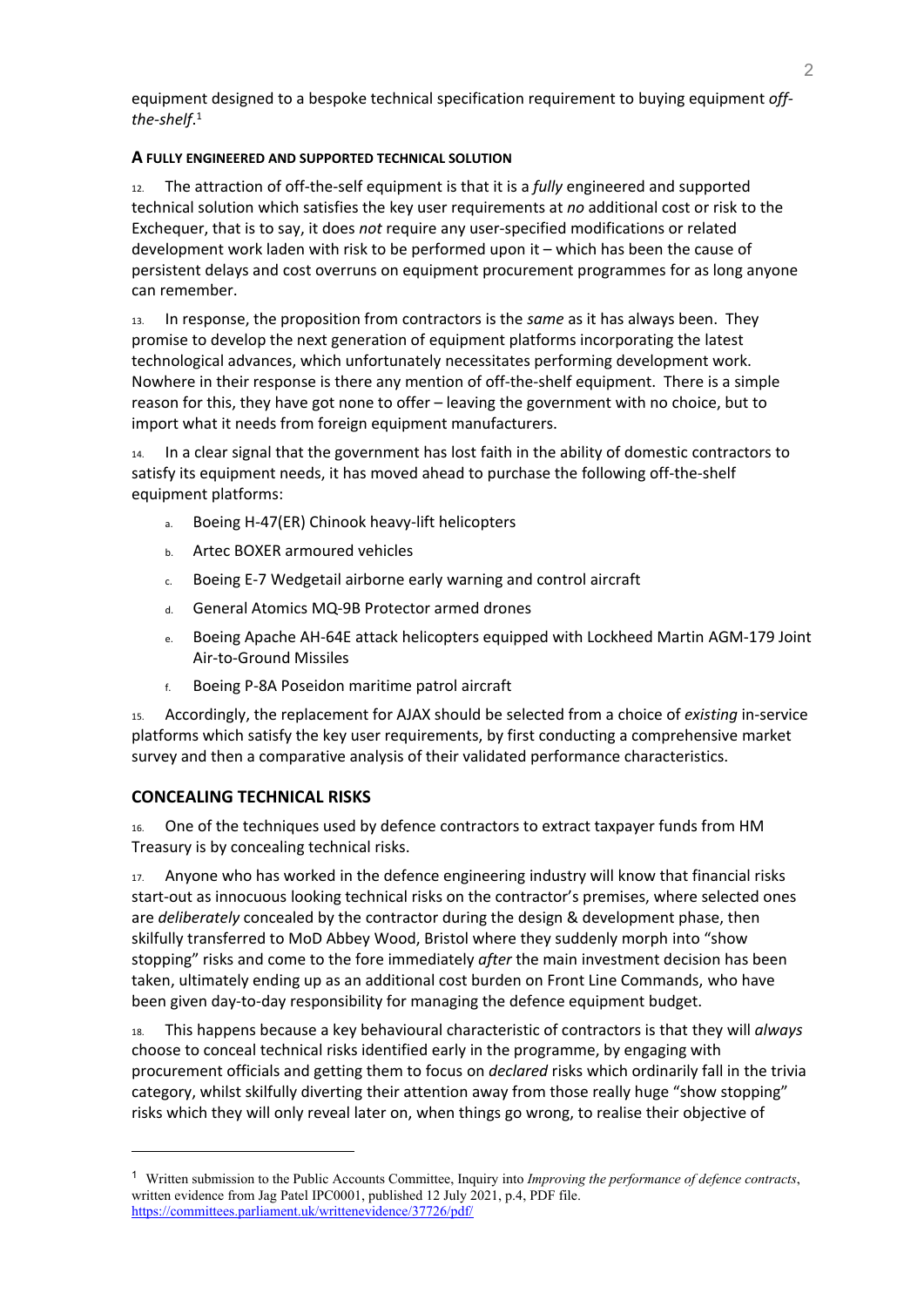equipment designed to a bespoke technical specification requirement to buying equipment *off-the-shelf*.[1]

#### A FULLY ENGINEERED AND SUPPORTED TECHNICAL SOLUTION

12. The attraction of off-the-self equipment is that it is a *fully* engineered and supported technical solution which satisfies the key user requirements at *no* additional cost or risk to the Exchequer, that is to say, it does *not* require any user-specified modifications or related development work laden with risk to be performed upon it – which has been the cause of persistent delays and cost overruns on equipment procurement programmes for as long anyone can remember.

13. In response, the proposition from contractors is the *same* as it has always been. They promise to develop the next generation of equipment platforms incorporating the latest technological advances, which unfortunately necessitates performing development work. Nowhere in their response is there any mention of off-the-shelf equipment. There is a simple reason for this, they have got none to offer – leaving the government with no choice, but to import what it needs from foreign equipment manufacturers.

14. In a clear signal that the government has lost faith in the ability of domestic contractors to satisfy its equipment needs, it has moved ahead to purchase the following off-the-shelf equipment platforms:

a. Boeing H-47(ER) Chinook heavy-lift helicopters

b. Artec BOXER armoured vehicles

c. Boeing E-7 Wedgetail airborne early warning and control aircraft

d. General Atomics MQ-9B Protector armed drones

e. Boeing Apache AH-64E attack helicopters equipped with Lockheed Martin AGM-179 Joint Air-to-Ground Missiles

f. Boeing P-8A Poseidon maritime patrol aircraft

15. Accordingly, the replacement for AJAX should be selected from a choice of *existing* in-service platforms which satisfy the key user requirements, by first conducting a comprehensive market survey and then a comparative analysis of their validated performance characteristics.

### CONCEALING TECHNICAL RISKS

16. One of the techniques used by defence contractors to extract taxpayer funds from HM Treasury is by concealing technical risks.

17. Anyone who has worked in the defence engineering industry will know that financial risks start-out as innocuous looking technical risks on the contractor's premises, where selected ones are *deliberately* concealed by the contractor during the design & development phase, then skilfully transferred to MoD Abbey Wood, Bristol where they suddenly morph into "show stopping" risks and come to the fore immediately *after* the main investment decision has been taken, ultimately ending up as an additional cost burden on Front Line Commands, who have been given day-to-day responsibility for managing the defence equipment budget.

18. This happens because a key behavioural characteristic of contractors is that they will *always* choose to conceal technical risks identified early in the programme, by engaging with procurement officials and getting them to focus on *declared* risks which ordinarily fall in the trivia category, whilst skilfully diverting their attention away from those really huge "show stopping" risks which they will only reveal later on, when things go wrong, to realise their objective of

---

[1] Written submission to the Public Accounts Committee, Inquiry into *Improving the performance of defence contracts*, written evidence from Jag Patel IPC0001, published 12 July 2021, p.4, PDF file. https://committees.parliament.uk/writtenevidence/37726/pdf/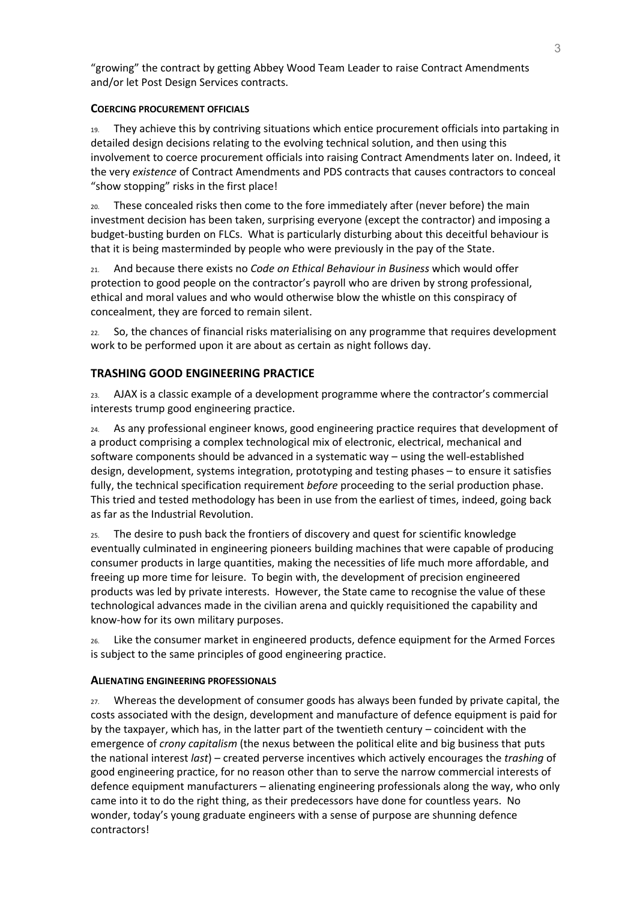"growing" the contract by getting Abbey Wood Team Leader to raise Contract Amendments and/or let Post Design Services contracts.

#### COERCING PROCUREMENT OFFICIALS

19. They achieve this by contriving situations which entice procurement officials into partaking in detailed design decisions relating to the evolving technical solution, and then using this involvement to coerce procurement officials into raising Contract Amendments later on. Indeed, it the very *existence* of Contract Amendments and PDS contracts that causes contractors to conceal "show stopping" risks in the first place!

20. These concealed risks then come to the fore immediately after (never before) the main investment decision has been taken, surprising everyone (except the contractor) and imposing a budget-busting burden on FLCs. What is particularly disturbing about this deceitful behaviour is that it is being masterminded by people who were previously in the pay of the State.

21. And because there exists no *Code on Ethical Behaviour in Business* which would offer protection to good people on the contractor's payroll who are driven by strong professional, ethical and moral values and who would otherwise blow the whistle on this conspiracy of concealment, they are forced to remain silent.

22. So, the chances of financial risks materialising on any programme that requires development work to be performed upon it are about as certain as night follows day.

### TRASHING GOOD ENGINEERING PRACTICE

23. AJAX is a classic example of a development programme where the contractor's commercial interests trump good engineering practice.

24. As any professional engineer knows, good engineering practice requires that development of a product comprising a complex technological mix of electronic, electrical, mechanical and software components should be advanced in a systematic way – using the well-established design, development, systems integration, prototyping and testing phases – to ensure it satisfies fully, the technical specification requirement *before* proceeding to the serial production phase. This tried and tested methodology has been in use from the earliest of times, indeed, going back as far as the Industrial Revolution.

25. The desire to push back the frontiers of discovery and quest for scientific knowledge eventually culminated in engineering pioneers building machines that were capable of producing consumer products in large quantities, making the necessities of life much more affordable, and freeing up more time for leisure. To begin with, the development of precision engineered products was led by private interests. However, the State came to recognise the value of these technological advances made in the civilian arena and quickly requisitioned the capability and know-how for its own military purposes.

26. Like the consumer market in engineered products, defence equipment for the Armed Forces is subject to the same principles of good engineering practice.

#### ALIENATING ENGINEERING PROFESSIONALS

27. Whereas the development of consumer goods has always been funded by private capital, the costs associated with the design, development and manufacture of defence equipment is paid for by the taxpayer, which has, in the latter part of the twentieth century – coincident with the emergence of *crony capitalism* (the nexus between the political elite and big business that puts the national interest *last*) – created perverse incentives which actively encourages the *trashing* of good engineering practice, for no reason other than to serve the narrow commercial interests of defence equipment manufacturers – alienating engineering professionals along the way, who only came into it to do the right thing, as their predecessors have done for countless years. No wonder, today's young graduate engineers with a sense of purpose are shunning defence contractors!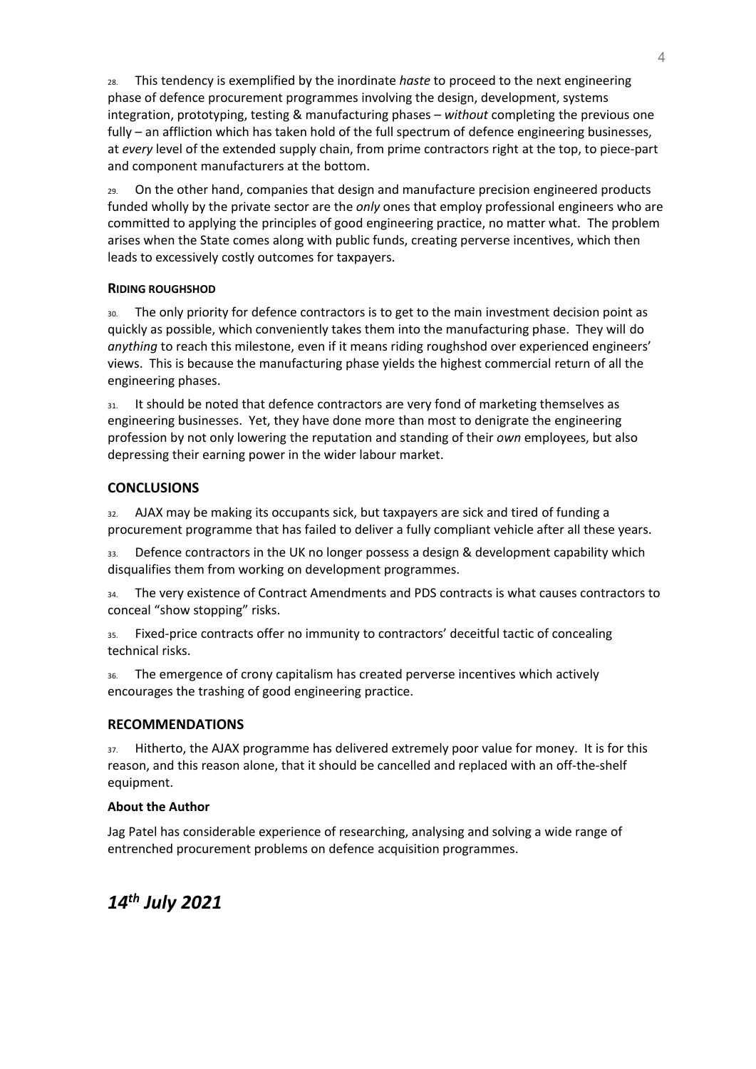28. This tendency is exemplified by the inordinate *haste* to proceed to the next engineering phase of defence procurement programmes involving the design, development, systems integration, prototyping, testing & manufacturing phases – *without* completing the previous one fully – an affliction which has taken hold of the full spectrum of defence engineering businesses, at *every* level of the extended supply chain, from prime contractors right at the top, to piece-part and component manufacturers at the bottom.

29. On the other hand, companies that design and manufacture precision engineered products funded wholly by the private sector are the *only* ones that employ professional engineers who are committed to applying the principles of good engineering practice, no matter what. The problem arises when the State comes along with public funds, creating perverse incentives, which then leads to excessively costly outcomes for taxpayers.

**RIDING ROUGHSHOD**

30. The only priority for defence contractors is to get to the main investment decision point as quickly as possible, which conveniently takes them into the manufacturing phase. They will do *anything* to reach this milestone, even if it means riding roughshod over experienced engineers' views. This is because the manufacturing phase yields the highest commercial return of all the engineering phases.

31. It should be noted that defence contractors are very fond of marketing themselves as engineering businesses. Yet, they have done more than most to denigrate the engineering profession by not only lowering the reputation and standing of their *own* employees, but also depressing their earning power in the wider labour market.

## CONCLUSIONS

32. AJAX may be making its occupants sick, but taxpayers are sick and tired of funding a procurement programme that has failed to deliver a fully compliant vehicle after all these years.

33. Defence contractors in the UK no longer possess a design & development capability which disqualifies them from working on development programmes.

34. The very existence of Contract Amendments and PDS contracts is what causes contractors to conceal "show stopping" risks.

35. Fixed-price contracts offer no immunity to contractors' deceitful tactic of concealing technical risks.

36. The emergence of crony capitalism has created perverse incentives which actively encourages the trashing of good engineering practice.

## RECOMMENDATIONS

37. Hitherto, the AJAX programme has delivered extremely poor value for money. It is for this reason, and this reason alone, that it should be cancelled and replaced with an off-the-shelf equipment.

**About the Author**

Jag Patel has considerable experience of researching, analysing and solving a wide range of entrenched procurement problems on defence acquisition programmes.

***14th July 2021***